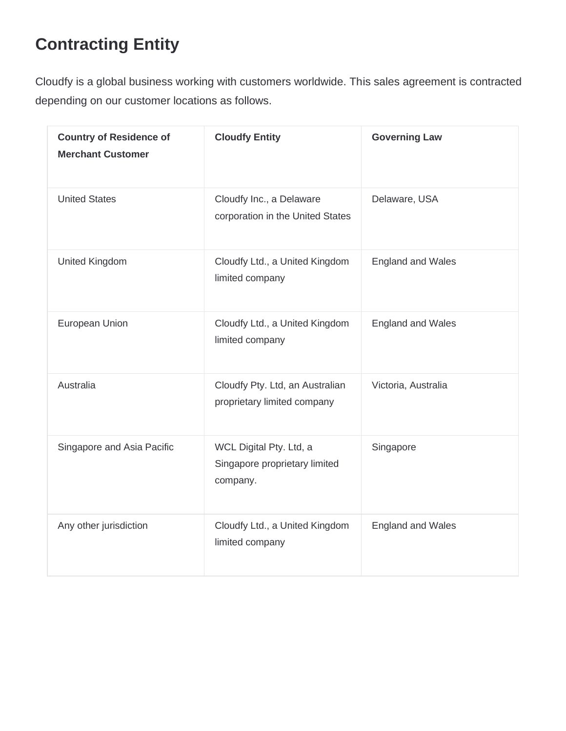# Contracting Entity

Cloudfy is a global business working with customers worldwide. This sales agreement is contracted depending on our customer locations as follows.

| Country of Residence of Merchant Customer | Cloudfy Entity | Governing Law |
|---|---|---|
| United States | Cloudfy Inc., a Delaware corporation in the United States | Delaware, USA |
| United Kingdom | Cloudfy Ltd., a United Kingdom limited company | England and Wales |
| European Union | Cloudfy Ltd., a United Kingdom limited company | England and Wales |
| Australia | Cloudfy Pty. Ltd, an Australian proprietary limited company | Victoria, Australia |
| Singapore and Asia Pacific | WCL Digital Pty. Ltd, a Singapore proprietary limited company. | Singapore |
| Any other jurisdiction | Cloudfy Ltd., a United Kingdom limited company | England and Wales |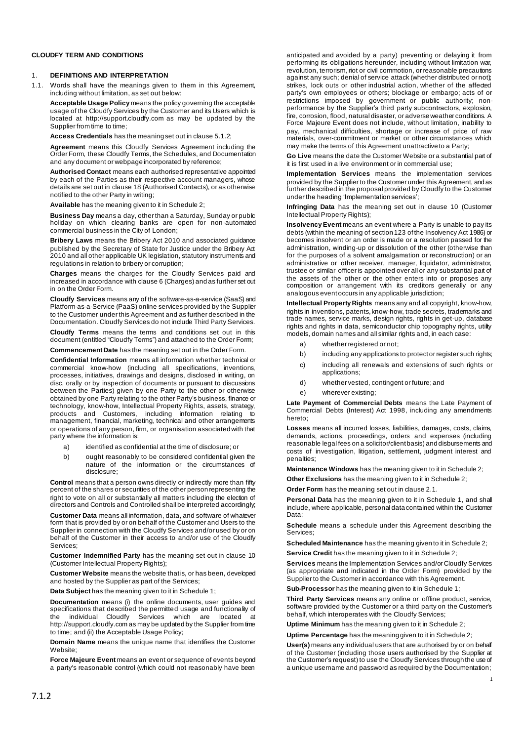**CLOUDFY TERM AND CONDITIONS**

1. **DEFINITIONS AND INTERPRETATION**

1.1. Words shall have the meanings given to them in this Agreement, including without limitation, as set out below:

**Acceptable Usage Policy** means the policy governing the acceptable usage of the Cloudfy Services by the Customer and its Users which is located at http://support.cloudfy.com as may be updated by the Supplier from time to time;

**Access Credentials** has the meaning set out in clause 5.1.2;

**Agreement** means this Cloudfy Services Agreement including the Order Form, these Cloudfy Terms, the Schedules, and Documentation and any document or webpage incorporated by reference;

**Authorised Contact** means each authorised representative appointed by each of the Parties as their respective account managers, whose details are set out in clause 18 (Authorised Contacts), or as otherwise notified to the other Party in writing;

**Available** has the meaning given to it in Schedule 2;

**Business Day** means a day, other than a Saturday, Sunday or public holiday on which clearing banks are open for non-automated commercial business in the City of London;

**Bribery Laws** means the Bribery Act 2010 and associated guidance published by the Secretary of State for Justice under the Bribery Act 2010 and all other applicable UK legislation, statutory instruments and regulations in relation to bribery or corruption;

**Charges** means the charges for the Cloudfy Services paid and increased in accordance with clause 6 (Charges) and as further set out in on the Order Form.

**Cloudfy Services** means any of the software-as-a-service (SaaS) and Platform-as-a-Service (PaaS) online services provided by the Supplier to the Customer under this Agreement and as further described in the Documentation. Cloudfy Services do not include Third Party Services.

**Cloudfy Terms** means the terms and conditions set out in this document (entitled "Cloudfy Terms") and attached to the Order Form;

**Commencement Date** has the meaning set out in the Order Form.

**Confidential Information** means all information whether technical or commercial know-how (including all specifications, inventions, processes, initiatives, drawings and designs, disclosed in writing, on disc, orally or by inspection of documents or pursuant to discussions between the Parties) given by one Party to the other or otherwise obtained by one Party relating to the other Party's business, finance or technology, know-how, Intellectual Property Rights, assets, strategy, products and Customers, including information relating to management, financial, marketing, technical and other arrangements or operations of any person, firm, or organisation associated with that party where the information is:

a) identified as confidential at the time of disclosure; or

b) ought reasonably to be considered confidential given the nature of the information or the circumstances of disclosure;

**Control** means that a person owns directly or indirectly more than fifty percent of the shares or securities of the other person representing the right to vote on all or substantially all matters including the election of directors and Controls and Controlled shall be interpreted accordingly;

**Customer Data** means all information, data, and software of whatever form that is provided by or on behalf of the Customer and Users to the Supplier in connection with the Cloudfy Services and/or used by or on behalf of the Customer in their access to and/or use of the Cloudfy Services;

**Customer Indemnified Party** has the meaning set out in clause 10 (Customer Intellectual Property Rights);

**Customer Website** means the website that is, or has been, developed and hosted by the Supplier as part of the Services;

**Data Subject** has the meaning given to it in Schedule 1;

**Documentation** means (i) the online documents, user guides and specifications that described the permitted usage and functionality of the individual Cloudfy Services which are located at http://support.cloudfy.com as may be updated by the Supplier from time to time; and (ii) the Acceptable Usage Policy;

**Domain Name** means the unique name that identifies the Customer Website;

**Force Majeure Event** means an event or sequence of events beyond a party's reasonable control (which could not reasonably have been anticipated and avoided by a party) preventing or delaying it from performing its obligations hereunder, including without limitation war, revolution, terrorism, riot or civil commotion, or reasonable precautions against any such; denial of service attack (whether distributed or not); strikes, lock outs or other industrial action, whether of the affected party's own employees or others; blockage or embargo; acts of or restrictions imposed by government or public authority; non-performance by the Supplier's third party subcontractors, explosion, fire, corrosion, flood, natural disaster, or adverse weather conditions. A Force Majeure Event does not include, without limitation, inability to pay, mechanical difficulties, shortage or increase of price of raw materials, over-commitment or market or other circumstances which may make the terms of this Agreement unattractive to a Party;

**Go Live** means the date the Customer Website or a substantial part of it is first used in a live environment or in commercial use;

**Implementation Services** means the implementation services provided by the Supplier to the Customer under this Agreement, and as further described in the proposal provided by Cloudfy to the Customer under the heading 'Implementation services';

**Infringing Data** has the meaning set out in clause 10 (Customer Intellectual Property Rights);

**Insolvency Event** means an event where a Party is unable to pay its debts (within the meaning of section 123 of the Insolvency Act 1986) or becomes insolvent or an order is made or a resolution passed for the administration, winding-up or dissolution of the other (otherwise than for the purposes of a solvent amalgamation or reconstruction) or an administrative or other receiver, manager, liquidator, administrator, trustee or similar officer is appointed over all or any substantial part of the assets of the other or the other enters into or proposes any composition or arrangement with its creditors generally or any analogous event occurs in any applicable jurisdiction;

**Intellectual Property Rights** means any and all copyright, know-how, rights in inventions, patents, know-how, trade secrets, trademarks and trade names, service marks, design rights, rights in get-up, database rights and rights in data, semiconductor chip topography rights, utility models, domain names and all similar rights and, in each case:

a) whether registered or not;

b) including any applications to protect or register such rights;

c) including all renewals and extensions of such rights or applications;

d) whether vested, contingent or future; and

e) wherever existing;

**Late Payment of Commercial Debts** means the Late Payment of Commercial Debts (Interest) Act 1998, including any amendments hereto;

**Losses** means all incurred losses, liabilities, damages, costs, claims, demands, actions, proceedings, orders and expenses (including reasonable legal fees on a solicitor/client basis) and disbursements and costs of investigation, litigation, settlement, judgment interest and penalties;

**Maintenance Windows** has the meaning given to it in Schedule 2;

**Other Exclusions** has the meaning given to it in Schedule 2;

**Order Form** has the meaning set out in clause 2.1.

**Personal Data** has the meaning given to it in Schedule 1, and shall include, where applicable, personal data contained within the Customer Data;

**Schedule** means a schedule under this Agreement describing the Services;

**Scheduled Maintenance** has the meaning given to it in Schedule 2;

**Service Credit** has the meaning given to it in Schedule 2;

**Services** means the Implementation Services and/or Cloudfy Services (as appropriate and indicated in the Order Form) provided by the Supplier to the Customer in accordance with this Agreement.

**Sub-Processor** has the meaning given to it in Schedule 1;

**Third Party Services** means any online or offline product, service, software provided by the Customer or a third party on the Customer's behalf, which interoperates with the Cloudfy Services;

**Uptime Minimum** has the meaning given to it in Schedule 2;

**Uptime Percentage** has the meaning given to it in Schedule 2;

**User(s)** means any individual users that are authorised by or on behalf of the Customer (including those users authorised by the Supplier at the Customer's request) to use the Cloudfy Services through the use of a unique username and password as required by the Documentation;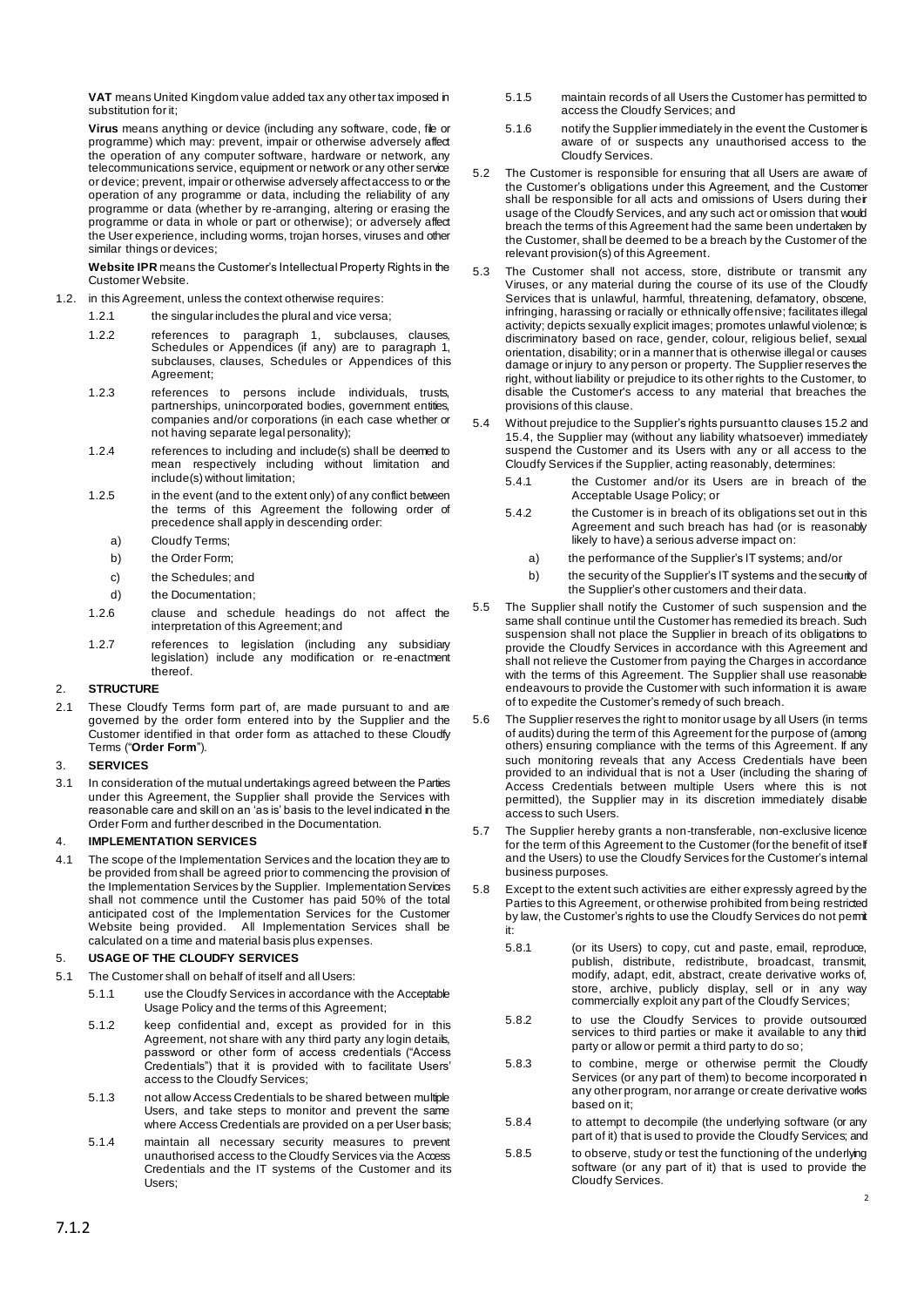**VAT** means United Kingdom value added tax any other tax imposed in substitution for it;

**Virus** means anything or device (including any software, code, file or programme) which may: prevent, impair or otherwise adversely affect the operation of any computer software, hardware or network, any telecommunications service, equipment or network or any other service or device; prevent, impair or otherwise adversely affect access to or the operation of any programme or data, including the reliability of any programme or data (whether by re-arranging, altering or erasing the programme or data in whole or part or otherwise); or adversely affect the User experience, including worms, trojan horses, viruses and other similar things or devices;

**Website IPR** means the Customer's Intellectual Property Rights in the Customer Website.

1.2. in this Agreement, unless the context otherwise requires:

1.2.1 the singular includes the plural and vice versa;

1.2.2 references to paragraph 1, subclauses, clauses, Schedules or Appendices (if any) are to paragraph 1, subclauses, clauses, Schedules or Appendices of this Agreement;

1.2.3 references to persons include individuals, trusts, partnerships, unincorporated bodies, government entities, companies and/or corporations (in each case whether or not having separate legal personality);

1.2.4 references to including and include(s) shall be deemed to mean respectively including without limitation and include(s) without limitation;

1.2.5 in the event (and to the extent only) of any conflict between the terms of this Agreement the following order of precedence shall apply in descending order:

a) Cloudfy Terms;

b) the Order Form;

c) the Schedules; and

d) the Documentation;

1.2.6 clause and schedule headings do not affect the interpretation of this Agreement; and

1.2.7 references to legislation (including any subsidiary legislation) include any modification or re-enactment thereof.

## 2. STRUCTURE

2.1 These Cloudfy Terms form part of, are made pursuant to and are governed by the order form entered into by the Supplier and the Customer identified in that order form as attached to these Cloudfy Terms ("**Order Form**").

## 3. SERVICES

3.1 In consideration of the mutual undertakings agreed between the Parties under this Agreement, the Supplier shall provide the Services with reasonable care and skill on an 'as is' basis to the level indicated in the Order Form and further described in the Documentation.

## 4. IMPLEMENTATION SERVICES

4.1 The scope of the Implementation Services and the location they are to be provided from shall be agreed prior to commencing the provision of the Implementation Services by the Supplier. Implementation Services shall not commence until the Customer has paid 50% of the total anticipated cost of the Implementation Services for the Customer Website being provided. All Implementation Services shall be calculated on a time and material basis plus expenses.

## 5. USAGE OF THE CLOUDFY SERVICES

5.1 The Customer shall on behalf of itself and all Users:

5.1.1 use the Cloudfy Services in accordance with the Acceptable Usage Policy and the terms of this Agreement;

5.1.2 keep confidential and, except as provided for in this Agreement, not share with any third party any login details, password or other form of access credentials ("Access Credentials") that it is provided with to facilitate Users' access to the Cloudfy Services;

5.1.3 not allow Access Credentials to be shared between multiple Users, and take steps to monitor and prevent the same where Access Credentials are provided on a per User basis;

5.1.4 maintain all necessary security measures to prevent unauthorised access to the Cloudfy Services via the Access Credentials and the IT systems of the Customer and its Users;

5.1.5 maintain records of all Users the Customer has permitted to access the Cloudfy Services; and

5.1.6 notify the Supplier immediately in the event the Customer is aware of or suspects any unauthorised access to the Cloudfy Services.

5.2 The Customer is responsible for ensuring that all Users are aware of the Customer's obligations under this Agreement, and the Customer shall be responsible for all acts and omissions of Users during their usage of the Cloudfy Services, and any such act or omission that would breach the terms of this Agreement had the same been undertaken by the Customer, shall be deemed to be a breach by the Customer of the relevant provision(s) of this Agreement.

5.3 The Customer shall not access, store, distribute or transmit any Viruses, or any material during the course of its use of the Cloudfy Services that is unlawful, harmful, threatening, defamatory, obscene, infringing, harassing or racially or ethnically offensive; facilitates illegal activity; depicts sexually explicit images; promotes unlawful violence; is discriminatory based on race, gender, colour, religious belief, sexual orientation, disability; or in a manner that is otherwise illegal or causes damage or injury to any person or property. The Supplier reserves the right, without liability or prejudice to its other rights to the Customer, to disable the Customer's access to any material that breaches the provisions of this clause.

5.4 Without prejudice to the Supplier's rights pursuant to clauses 15.2 and 15.4, the Supplier may (without any liability whatsoever) immediately suspend the Customer and its Users with any or all access to the Cloudfy Services if the Supplier, acting reasonably, determines:

5.4.1 the Customer and/or its Users are in breach of the Acceptable Usage Policy; or

5.4.2 the Customer is in breach of its obligations set out in this Agreement and such breach has had (or is reasonably likely to have) a serious adverse impact on:

a) the performance of the Supplier's IT systems; and/or

b) the security of the Supplier's IT systems and the security of the Supplier's other customers and their data.

5.5 The Supplier shall notify the Customer of such suspension and the same shall continue until the Customer has remedied its breach. Such suspension shall not place the Supplier in breach of its obligations to provide the Cloudfy Services in accordance with this Agreement and shall not relieve the Customer from paying the Charges in accordance with the terms of this Agreement. The Supplier shall use reasonable endeavours to provide the Customer with such information it is aware of to expedite the Customer's remedy of such breach.

5.6 The Supplier reserves the right to monitor usage by all Users (in terms of audits) during the term of this Agreement for the purpose of (among others) ensuring compliance with the terms of this Agreement. If any such monitoring reveals that any Access Credentials have been provided to an individual that is not a User (including the sharing of Access Credentials between multiple Users where this is not permitted), the Supplier may in its discretion immediately disable access to such Users.

5.7 The Supplier hereby grants a non-transferable, non-exclusive licence for the term of this Agreement to the Customer (for the benefit of itself and the Users) to use the Cloudfy Services for the Customer's internal business purposes.

5.8 Except to the extent such activities are either expressly agreed by the Parties to this Agreement, or otherwise prohibited from being restricted by law, the Customer's rights to use the Cloudfy Services do not permit it:

5.8.1 (or its Users) to copy, cut and paste, email, reproduce, publish, distribute, redistribute, broadcast, transmit, modify, adapt, edit, abstract, create derivative works of, store, archive, publicly display, sell or in any way commercially exploit any part of the Cloudfy Services;

5.8.2 to use the Cloudfy Services to provide outsourced services to third parties or make it available to any third party or allow or permit a third party to do so;

5.8.3 to combine, merge or otherwise permit the Cloudfy Services (or any part of them) to become incorporated in any other program, nor arrange or create derivative works based on it;

5.8.4 to attempt to decompile (the underlying software (or any part of it) that is used to provide the Cloudfy Services; and

5.8.5 to observe, study or test the functioning of the underlying software (or any part of it) that is used to provide the Cloudfy Services.

7.1.2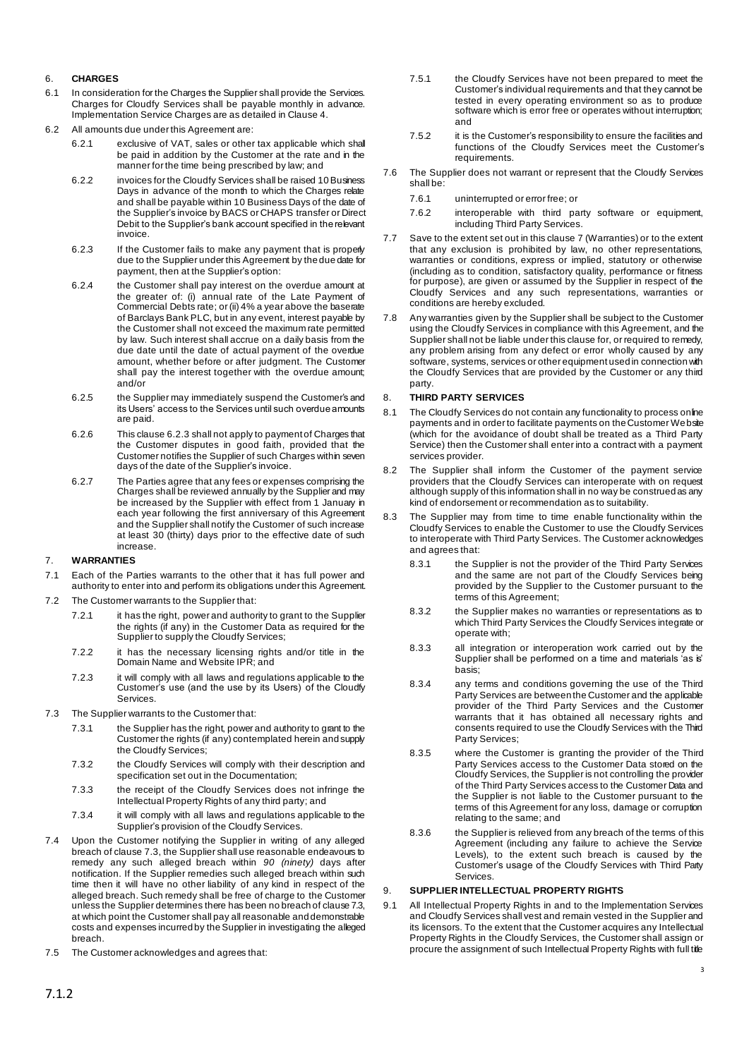## 6. CHARGES

6.1 In consideration for the Charges the Supplier shall provide the Services. Charges for Cloudfy Services shall be payable monthly in advance. Implementation Service Charges are as detailed in Clause 4.

6.2 All amounts due under this Agreement are:

6.2.1 exclusive of VAT, sales or other tax applicable which shall be paid in addition by the Customer at the rate and in the manner for the time being prescribed by law; and

6.2.2 invoices for the Cloudfy Services shall be raised 10 Business Days in advance of the month to which the Charges relate and shall be payable within 10 Business Days of the date of the Supplier's invoice by BACS or CHAPS transfer or Direct Debit to the Supplier's bank account specified in the relevant invoice.

6.2.3 If the Customer fails to make any payment that is properly due to the Supplier under this Agreement by the due date for payment, then at the Supplier's option:

6.2.4 the Customer shall pay interest on the overdue amount at the greater of: (i) annual rate of the Late Payment of Commercial Debts rate; or (ii) 4% a year above the base rate of Barclays Bank PLC, but in any event, interest payable by the Customer shall not exceed the maximum rate permitted by law. Such interest shall accrue on a daily basis from the due date until the date of actual payment of the overdue amount, whether before or after judgment. The Customer shall pay the interest together with the overdue amount; and/or

6.2.5 the Supplier may immediately suspend the Customer's and its Users' access to the Services until such overdue amounts are paid.

6.2.6 This clause 6.2.3 shall not apply to payment of Charges that the Customer disputes in good faith, provided that the Customer notifies the Supplier of such Charges within seven days of the date of the Supplier's invoice.

6.2.7 The Parties agree that any fees or expenses comprising the Charges shall be reviewed annually by the Supplier and may be increased by the Supplier with effect from 1 January in each year following the first anniversary of this Agreement and the Supplier shall notify the Customer of such increase at least 30 (thirty) days prior to the effective date of such increase.

## 7. WARRANTIES

7.1 Each of the Parties warrants to the other that it has full power and authority to enter into and perform its obligations under this Agreement.

7.2 The Customer warrants to the Supplier that:

7.2.1 it has the right, power and authority to grant to the Supplier the rights (if any) in the Customer Data as required for the Supplier to supply the Cloudfy Services;

7.2.2 it has the necessary licensing rights and/or title in the Domain Name and Website IPR; and

7.2.3 it will comply with all laws and regulations applicable to the Customer's use (and the use by its Users) of the Cloudfy Services.

7.3 The Supplier warrants to the Customer that:

7.3.1 the Supplier has the right, power and authority to grant to the Customer the rights (if any) contemplated herein and supply the Cloudfy Services;

7.3.2 the Cloudfy Services will comply with their description and specification set out in the Documentation;

7.3.3 the receipt of the Cloudfy Services does not infringe the Intellectual Property Rights of any third party; and

7.3.4 it will comply with all laws and regulations applicable to the Supplier's provision of the Cloudfy Services.

7.4 Upon the Customer notifying the Supplier in writing of any alleged breach of clause 7.3, the Supplier shall use reasonable endeavours to remedy any such alleged breach within *90 (ninety)* days after notification. If the Supplier remedies such alleged breach within such time then it will have no other liability of any kind in respect of the alleged breach. Such remedy shall be free of charge to the Customer unless the Supplier determines there has been no breach of clause 7.3, at which point the Customer shall pay all reasonable and demonstrable costs and expenses incurred by the Supplier in investigating the alleged breach.

7.5 The Customer acknowledges and agrees that:

7.5.1 the Cloudfy Services have not been prepared to meet the Customer's individual requirements and that they cannot be tested in every operating environment so as to produce software which is error free or operates without interruption; and

7.5.2 it is the Customer's responsibility to ensure the facilities and functions of the Cloudfy Services meet the Customer's requirements.

7.6 The Supplier does not warrant or represent that the Cloudfy Services shall be:

7.6.1 uninterrupted or error free; or

7.6.2 interoperable with third party software or equipment, including Third Party Services.

7.7 Save to the extent set out in this clause 7 (Warranties) or to the extent that any exclusion is prohibited by law, no other representations, warranties or conditions, express or implied, statutory or otherwise (including as to condition, satisfactory quality, performance or fitness for purpose), are given or assumed by the Supplier in respect of the Cloudfy Services and any such representations, warranties or conditions are hereby excluded.

7.8 Any warranties given by the Supplier shall be subject to the Customer using the Cloudfy Services in compliance with this Agreement, and the Supplier shall not be liable under this clause for, or required to remedy, any problem arising from any defect or error wholly caused by any software, systems, services or other equipment used in connection with the Cloudfy Services that are provided by the Customer or any third party.

## 8. THIRD PARTY SERVICES

8.1 The Cloudfy Services do not contain any functionality to process online payments and in order to facilitate payments on the Customer Website (which for the avoidance of doubt shall be treated as a Third Party Service) then the Customer shall enter into a contract with a payment services provider.

8.2 The Supplier shall inform the Customer of the payment service providers that the Cloudfy Services can interoperate with on request although supply of this information shall in no way be construed as any kind of endorsement or recommendation as to suitability.

8.3 The Supplier may from time to time enable functionality within the Cloudfy Services to enable the Customer to use the Cloudfy Services to interoperate with Third Party Services. The Customer acknowledges and agrees that:

8.3.1 the Supplier is not the provider of the Third Party Services and the same are not part of the Cloudfy Services being provided by the Supplier to the Customer pursuant to the terms of this Agreement;

8.3.2 the Supplier makes no warranties or representations as to which Third Party Services the Cloudfy Services integrate or operate with;

8.3.3 all integration or interoperation work carried out by the Supplier shall be performed on a time and materials 'as is' basis;

8.3.4 any terms and conditions governing the use of the Third Party Services are between the Customer and the applicable provider of the Third Party Services and the Customer warrants that it has obtained all necessary rights and consents required to use the Cloudfy Services with the Third Party Services;

8.3.5 where the Customer is granting the provider of the Third Party Services access to the Customer Data stored on the Cloudfy Services, the Supplier is not controlling the provider of the Third Party Services access to the Customer Data and the Supplier is not liable to the Customer pursuant to the terms of this Agreement for any loss, damage or corruption relating to the same; and

8.3.6 the Supplier is relieved from any breach of the terms of this Agreement (including any failure to achieve the Service Levels), to the extent such breach is caused by the Customer's usage of the Cloudfy Services with Third Party Services.

## 9. SUPPLIER INTELLECTUAL PROPERTY RIGHTS

9.1 All Intellectual Property Rights in and to the Implementation Services and Cloudfy Services shall vest and remain vested in the Supplier and its licensors. To the extent that the Customer acquires any Intellectual Property Rights in the Cloudfy Services, the Customer shall assign or procure the assignment of such Intellectual Property Rights with full title

7.1.2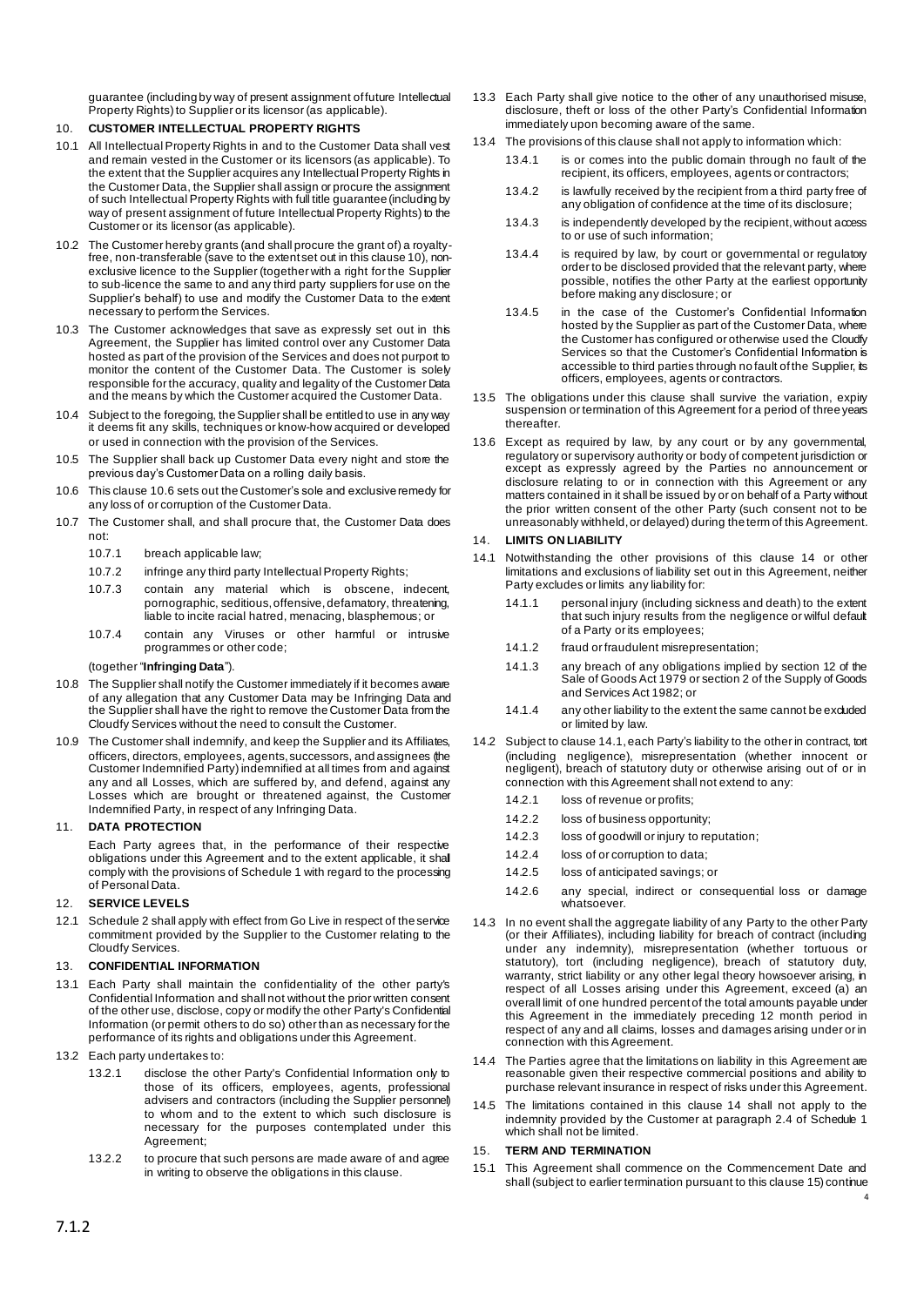guarantee (including by way of present assignment of future Intellectual Property Rights) to Supplier or its licensor (as applicable).

10. **CUSTOMER INTELLECTUAL PROPERTY RIGHTS**

10.1 All Intellectual Property Rights in and to the Customer Data shall vest and remain vested in the Customer or its licensors (as applicable). To the extent that the Supplier acquires any Intellectual Property Rights in the Customer Data, the Supplier shall assign or procure the assignment of such Intellectual Property Rights with full title guarantee (including by way of present assignment of future Intellectual Property Rights) to the Customer or its licensor (as applicable).

10.2 The Customer hereby grants (and shall procure the grant of) a royalty-free, non-transferable (save to the extent set out in this clause 10), non-exclusive licence to the Supplier (together with a right for the Supplier to sub-licence the same to and any third party suppliers for use on the Supplier's behalf) to use and modify the Customer Data to the extent necessary to perform the Services.

10.3 The Customer acknowledges that save as expressly set out in this Agreement, the Supplier has limited control over any Customer Data hosted as part of the provision of the Services and does not purport to monitor the content of the Customer Data. The Customer is solely responsible for the accuracy, quality and legality of the Customer Data and the means by which the Customer acquired the Customer Data.

10.4 Subject to the foregoing, the Supplier shall be entitled to use in any way it deems fit any skills, techniques or know-how acquired or developed or used in connection with the provision of the Services.

10.5 The Supplier shall back up Customer Data every night and store the previous day's Customer Data on a rolling daily basis.

10.6 This clause 10.6 sets out the Customer's sole and exclusive remedy for any loss of or corruption of the Customer Data.

10.7 The Customer shall, and shall procure that, the Customer Data does not:

10.7.1 breach applicable law;

10.7.2 infringe any third party Intellectual Property Rights;

10.7.3 contain any material which is obscene, indecent, pornographic, seditious, offensive, defamatory, threatening, liable to incite racial hatred, menacing, blasphemous; or

10.7.4 contain any Viruses or other harmful or intrusive programmes or other code;

(together "**Infringing Data**").

10.8 The Supplier shall notify the Customer immediately if it becomes aware of any allegation that any Customer Data may be Infringing Data and the Supplier shall have the right to remove the Customer Data from the Cloudfy Services without the need to consult the Customer.

10.9 The Customer shall indemnify, and keep the Supplier and its Affiliates, officers, directors, employees, agents, successors, and assignees (the Customer Indemnified Party) indemnified at all times from and against any and all Losses, which are suffered by, and defend, against any Losses which are brought or threatened against, the Customer Indemnified Party, in respect of any Infringing Data.

11. **DATA PROTECTION**

Each Party agrees that, in the performance of their respective obligations under this Agreement and to the extent applicable, it shall comply with the provisions of Schedule 1 with regard to the processing of Personal Data.

12. **SERVICE LEVELS**

12.1 Schedule 2 shall apply with effect from Go Live in respect of the service commitment provided by the Supplier to the Customer relating to the Cloudfy Services.

13. **CONFIDENTIAL INFORMATION**

13.1 Each Party shall maintain the confidentiality of the other party's Confidential Information and shall not without the prior written consent of the other use, disclose, copy or modify the other Party's Confidential Information (or permit others to do so) other than as necessary for the performance of its rights and obligations under this Agreement.

13.2 Each party undertakes to:

13.2.1 disclose the other Party's Confidential Information only to those of its officers, employees, agents, professional advisers and contractors (including the Supplier personnel) to whom and to the extent to which such disclosure is necessary for the purposes contemplated under this Agreement;

13.2.2 to procure that such persons are made aware of and agree in writing to observe the obligations in this clause.

13.3 Each Party shall give notice to the other of any unauthorised misuse, disclosure, theft or loss of the other Party's Confidential Information immediately upon becoming aware of the same.

13.4 The provisions of this clause shall not apply to information which:

13.4.1 is or comes into the public domain through no fault of the recipient, its officers, employees, agents or contractors;

13.4.2 is lawfully received by the recipient from a third party free of any obligation of confidence at the time of its disclosure;

13.4.3 is independently developed by the recipient, without access to or use of such information;

13.4.4 is required by law, by court or governmental or regulatory order to be disclosed provided that the relevant party, where possible, notifies the other Party at the earliest opportunity before making any disclosure; or

13.4.5 in the case of the Customer's Confidential Information hosted by the Supplier as part of the Customer Data, where the Customer has configured or otherwise used the Cloudfy Services so that the Customer's Confidential Information is accessible to third parties through no fault of the Supplier, its officers, employees, agents or contractors.

13.5 The obligations under this clause shall survive the variation, expiry suspension or termination of this Agreement for a period of three years thereafter.

13.6 Except as required by law, by any court or by any governmental, regulatory or supervisory authority or body of competent jurisdiction or except as expressly agreed by the Parties no announcement or disclosure relating to or in connection with this Agreement or any matters contained in it shall be issued by or on behalf of a Party without the prior written consent of the other Party (such consent not to be unreasonably withheld, or delayed) during the term of this Agreement.

14. **LIMITS ON LIABILITY**

14.1 Notwithstanding the other provisions of this clause 14 or other limitations and exclusions of liability set out in this Agreement, neither Party excludes or limits any liability for:

14.1.1 personal injury (including sickness and death) to the extent that such injury results from the negligence or wilful default of a Party or its employees;

14.1.2 fraud or fraudulent misrepresentation;

14.1.3 any breach of any obligations implied by section 12 of the Sale of Goods Act 1979 or section 2 of the Supply of Goods and Services Act 1982; or

14.1.4 any other liability to the extent the same cannot be excluded or limited by law.

14.2 Subject to clause 14.1, each Party's liability to the other in contract, tort (including negligence), misrepresentation (whether innocent or negligent), breach of statutory duty or otherwise arising out of or in connection with this Agreement shall not extend to any:

14.2.1 loss of revenue or profits;

14.2.2 loss of business opportunity;

14.2.3 loss of goodwill or injury to reputation;

14.2.4 loss of or corruption to data;

14.2.5 loss of anticipated savings; or

14.2.6 any special, indirect or consequential loss or damage whatsoever.

14.3 In no event shall the aggregate liability of any Party to the other Party (or their Affiliates), including liability for breach of contract (including under any indemnity), misrepresentation (whether tortuous or statutory), tort (including negligence), breach of statutory duty, warranty, strict liability or any other legal theory howsoever arising, in respect of all Losses arising under this Agreement, exceed (a) an overall limit of one hundred percent of the total amounts payable under this Agreement in the immediately preceding 12 month period in respect of any and all claims, losses and damages arising under or in connection with this Agreement.

14.4 The Parties agree that the limitations on liability in this Agreement are reasonable given their respective commercial positions and ability to purchase relevant insurance in respect of risks under this Agreement.

14.5 The limitations contained in this clause 14 shall not apply to the indemnity provided by the Customer at paragraph 2.4 of Schedule 1 which shall not be limited.

15. **TERM AND TERMINATION**

15.1 This Agreement shall commence on the Commencement Date and shall (subject to earlier termination pursuant to this clause 15) continue

7.1.2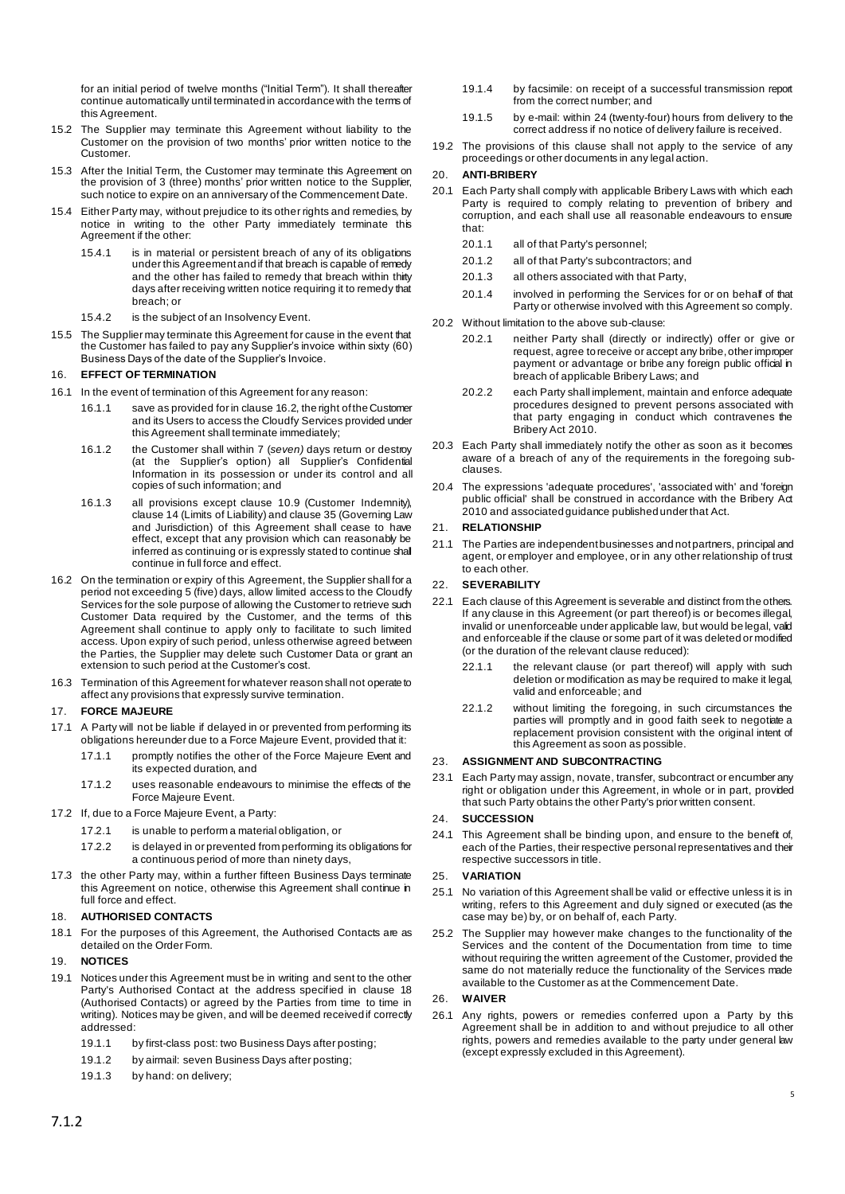for an initial period of twelve months ("Initial Term"). It shall thereafter continue automatically until terminated in accordance with the terms of this Agreement.

15.2 The Supplier may terminate this Agreement without liability to the Customer on the provision of two months' prior written notice to the Customer.

15.3 After the Initial Term, the Customer may terminate this Agreement on the provision of 3 (three) months' prior written notice to the Supplier, such notice to expire on an anniversary of the Commencement Date.

15.4 Either Party may, without prejudice to its other rights and remedies, by notice in writing to the other Party immediately terminate this Agreement if the other:

15.4.1 is in material or persistent breach of any of its obligations under this Agreement and if that breach is capable of remedy and the other has failed to remedy that breach within thirty days after receiving written notice requiring it to remedy that breach; or

15.4.2 is the subject of an Insolvency Event.

15.5 The Supplier may terminate this Agreement for cause in the event that the Customer has failed to pay any Supplier's invoice within sixty (60) Business Days of the date of the Supplier's Invoice.

## 16. EFFECT OF TERMINATION

16.1 In the event of termination of this Agreement for any reason:

16.1.1 save as provided for in clause 16.2, the right of the Customer and its Users to access the Cloudfy Services provided under this Agreement shall terminate immediately;

16.1.2 the Customer shall within 7 (*seven)* days return or destroy (at the Supplier's option) all Supplier's Confidential Information in its possession or under its control and all copies of such information; and

16.1.3 all provisions except clause 10.9 (Customer Indemnity), clause 14 (Limits of Liability) and clause 35 (Governing Law and Jurisdiction) of this Agreement shall cease to have effect, except that any provision which can reasonably be inferred as continuing or is expressly stated to continue shall continue in full force and effect.

16.2 On the termination or expiry of this Agreement, the Supplier shall for a period not exceeding 5 (five) days, allow limited access to the Cloudfy Services for the sole purpose of allowing the Customer to retrieve such Customer Data required by the Customer, and the terms of this Agreement shall continue to apply only to facilitate to such limited access. Upon expiry of such period, unless otherwise agreed between the Parties, the Supplier may delete such Customer Data or grant an extension to such period at the Customer's cost.

16.3 Termination of this Agreement for whatever reason shall not operate to affect any provisions that expressly survive termination.

## 17. FORCE MAJEURE

17.1 A Party will not be liable if delayed in or prevented from performing its obligations hereunder due to a Force Majeure Event, provided that it:

17.1.1 promptly notifies the other of the Force Majeure Event and its expected duration, and

17.1.2 uses reasonable endeavours to minimise the effects of the Force Majeure Event.

17.2 If, due to a Force Majeure Event, a Party:

17.2.1 is unable to perform a material obligation, or

17.2.2 is delayed in or prevented from performing its obligations for a continuous period of more than ninety days,

17.3 the other Party may, within a further fifteen Business Days terminate this Agreement on notice, otherwise this Agreement shall continue in full force and effect.

## 18. AUTHORISED CONTACTS

18.1 For the purposes of this Agreement, the Authorised Contacts are as detailed on the Order Form.

## 19. NOTICES

19.1 Notices under this Agreement must be in writing and sent to the other Party's Authorised Contact at the address specified in clause 18 (Authorised Contacts) or agreed by the Parties from time to time in writing). Notices may be given, and will be deemed received if correctly addressed:

19.1.1 by first-class post: two Business Days after posting;

19.1.2 by airmail: seven Business Days after posting;

19.1.3 by hand: on delivery;

19.1.4 by facsimile: on receipt of a successful transmission report from the correct number; and

19.1.5 by e-mail: within 24 (twenty-four) hours from delivery to the correct address if no notice of delivery failure is received.

19.2 The provisions of this clause shall not apply to the service of any proceedings or other documents in any legal action.

## 20. ANTI-BRIBERY

20.1 Each Party shall comply with applicable Bribery Laws with which each Party is required to comply relating to prevention of bribery and corruption, and each shall use all reasonable endeavours to ensure that:

20.1.1 all of that Party's personnel;

20.1.2 all of that Party's subcontractors; and

20.1.3 all others associated with that Party,

20.1.4 involved in performing the Services for or on behalf of that Party or otherwise involved with this Agreement so comply.

20.2 Without limitation to the above sub-clause:

20.2.1 neither Party shall (directly or indirectly) offer or give or request, agree to receive or accept any bribe, other improper payment or advantage or bribe any foreign public official in breach of applicable Bribery Laws; and

20.2.2 each Party shall implement, maintain and enforce adequate procedures designed to prevent persons associated with that party engaging in conduct which contravenes the Bribery Act 2010.

20.3 Each Party shall immediately notify the other as soon as it becomes aware of a breach of any of the requirements in the foregoing sub-clauses.

20.4 The expressions 'adequate procedures', 'associated with' and 'foreign public official' shall be construed in accordance with the Bribery Act 2010 and associated guidance published under that Act.

## 21. RELATIONSHIP

21.1 The Parties are independent businesses and not partners, principal and agent, or employer and employee, or in any other relationship of trust to each other.

## 22. SEVERABILITY

22.1 Each clause of this Agreement is severable and distinct from the others. If any clause in this Agreement (or part thereof) is or becomes illegal, invalid or unenforceable under applicable law, but would be legal, valid and enforceable if the clause or some part of it was deleted or modified (or the duration of the relevant clause reduced):

22.1.1 the relevant clause (or part thereof) will apply with such deletion or modification as may be required to make it legal, valid and enforceable; and

22.1.2 without limiting the foregoing, in such circumstances the parties will promptly and in good faith seek to negotiate a replacement provision consistent with the original intent of this Agreement as soon as possible.

## 23. ASSIGNMENT AND SUBCONTRACTING

23.1 Each Party may assign, novate, transfer, subcontract or encumber any right or obligation under this Agreement, in whole or in part, provided that such Party obtains the other Party's prior written consent.

## 24. SUCCESSION

24.1 This Agreement shall be binding upon, and ensure to the benefit of, each of the Parties, their respective personal representatives and their respective successors in title.

## 25. VARIATION

25.1 No variation of this Agreement shall be valid or effective unless it is in writing, refers to this Agreement and duly signed or executed (as the case may be) by, or on behalf of, each Party.

25.2 The Supplier may however make changes to the functionality of the Services and the content of the Documentation from time to time without requiring the written agreement of the Customer, provided the same do not materially reduce the functionality of the Services made available to the Customer as at the Commencement Date.

## 26. WAIVER

26.1 Any rights, powers or remedies conferred upon a Party by this Agreement shall be in addition to and without prejudice to all other rights, powers and remedies available to the party under general law (except expressly excluded in this Agreement).

7.1.2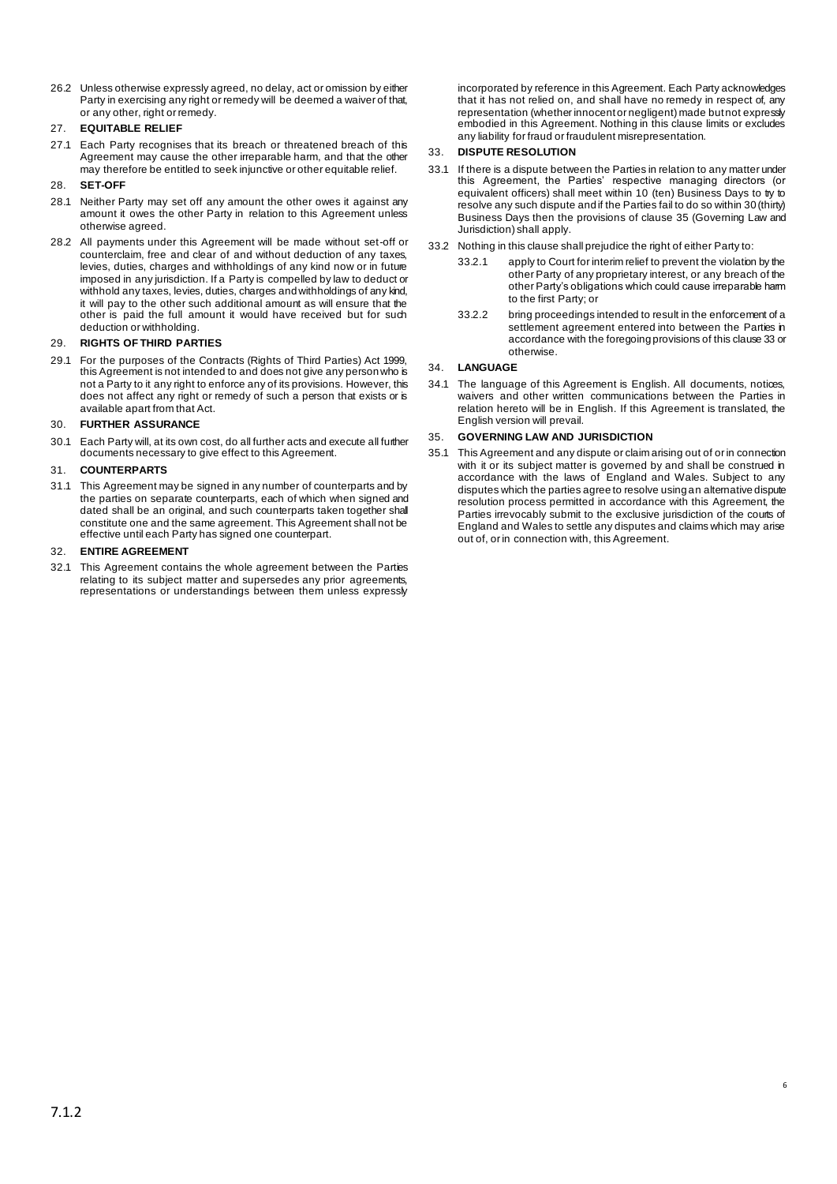26.2 Unless otherwise expressly agreed, no delay, act or omission by either Party in exercising any right or remedy will be deemed a waiver of that, or any other, right or remedy.

27. **EQUITABLE RELIEF**

27.1 Each Party recognises that its breach or threatened breach of this Agreement may cause the other irreparable harm, and that the other may therefore be entitled to seek injunctive or other equitable relief.

28. **SET-OFF**

28.1 Neither Party may set off any amount the other owes it against any amount it owes the other Party in relation to this Agreement unless otherwise agreed.

28.2 All payments under this Agreement will be made without set-off or counterclaim, free and clear of and without deduction of any taxes, levies, duties, charges and withholdings of any kind now or in future imposed in any jurisdiction. If a Party is compelled by law to deduct or withhold any taxes, levies, duties, charges and withholdings of any kind, it will pay to the other such additional amount as will ensure that the other is paid the full amount it would have received but for such deduction or withholding.

29. **RIGHTS OF THIRD PARTIES**

29.1 For the purposes of the Contracts (Rights of Third Parties) Act 1999, this Agreement is not intended to and does not give any person who is not a Party to it any right to enforce any of its provisions. However, this does not affect any right or remedy of such a person that exists or is available apart from that Act.

30. **FURTHER ASSURANCE**

30.1 Each Party will, at its own cost, do all further acts and execute all further documents necessary to give effect to this Agreement.

31. **COUNTERPARTS**

31.1 This Agreement may be signed in any number of counterparts and by the parties on separate counterparts, each of which when signed and dated shall be an original, and such counterparts taken together shall constitute one and the same agreement. This Agreement shall not be effective until each Party has signed one counterpart.

32. **ENTIRE AGREEMENT**

32.1 This Agreement contains the whole agreement between the Parties relating to its subject matter and supersedes any prior agreements, representations or understandings between them unless expressly incorporated by reference in this Agreement. Each Party acknowledges that it has not relied on, and shall have no remedy in respect of, any representation (whether innocent or negligent) made but not expressly embodied in this Agreement. Nothing in this clause limits or excludes any liability for fraud or fraudulent misrepresentation.

33. **DISPUTE RESOLUTION**

33.1 If there is a dispute between the Parties in relation to any matter under this Agreement, the Parties' respective managing directors (or equivalent officers) shall meet within 10 (ten) Business Days to try to resolve any such dispute and if the Parties fail to do so within 30 (thirty) Business Days then the provisions of clause 35 (Governing Law and Jurisdiction) shall apply.

33.2 Nothing in this clause shall prejudice the right of either Party to:

33.2.1 apply to Court for interim relief to prevent the violation by the other Party of any proprietary interest, or any breach of the other Party's obligations which could cause irreparable harm to the first Party; or

33.2.2 bring proceedings intended to result in the enforcement of a settlement agreement entered into between the Parties in accordance with the foregoing provisions of this clause 33 or otherwise.

34. **LANGUAGE**

34.1 The language of this Agreement is English. All documents, notices, waivers and other written communications between the Parties in relation hereto will be in English. If this Agreement is translated, the English version will prevail.

35. **GOVERNING LAW AND JURISDICTION**

35.1 This Agreement and any dispute or claim arising out of or in connection with it or its subject matter is governed by and shall be construed in accordance with the laws of England and Wales. Subject to any disputes which the parties agree to resolve using an alternative dispute resolution process permitted in accordance with this Agreement, the Parties irrevocably submit to the exclusive jurisdiction of the courts of England and Wales to settle any disputes and claims which may arise out of, or in connection with, this Agreement.

7.1.2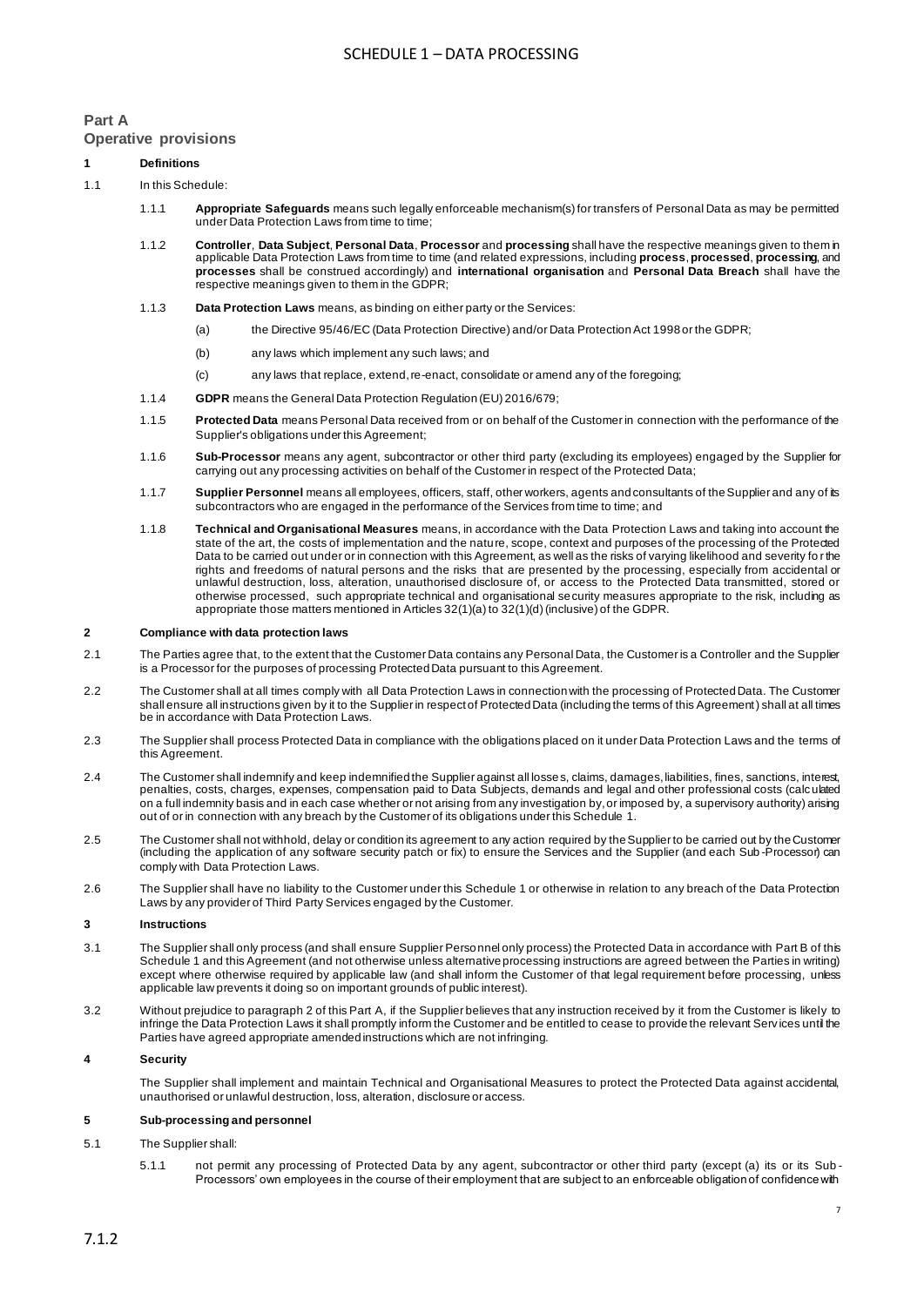# SCHEDULE 1 – DATA PROCESSING

## Part A
## Operative provisions

### 1 Definitions

1.1 In this Schedule:

1.1.1 **Appropriate Safeguards** means such legally enforceable mechanism(s) for transfers of Personal Data as may be permitted under Data Protection Laws from time to time;

1.1.2 **Controller**, **Data Subject**, **Personal Data**, **Processor** and **processing** shall have the respective meanings given to them in applicable Data Protection Laws from time to time (and related expressions, including **process**, **processed**, **processing**, and **processes** shall be construed accordingly) and **international organisation** and **Personal Data Breach** shall have the respective meanings given to them in the GDPR;

1.1.3 **Data Protection Laws** means, as binding on either party or the Services:

(a) the Directive 95/46/EC (Data Protection Directive) and/or Data Protection Act 1998 or the GDPR;

(b) any laws which implement any such laws; and

(c) any laws that replace, extend, re-enact, consolidate or amend any of the foregoing;

1.1.4 **GDPR** means the General Data Protection Regulation (EU) 2016/679;

1.1.5 **Protected Data** means Personal Data received from or on behalf of the Customer in connection with the performance of the Supplier's obligations under this Agreement;

1.1.6 **Sub-Processor** means any agent, subcontractor or other third party (excluding its employees) engaged by the Supplier for carrying out any processing activities on behalf of the Customer in respect of the Protected Data;

1.1.7 **Supplier Personnel** means all employees, officers, staff, other workers, agents and consultants of the Supplier and any of its subcontractors who are engaged in the performance of the Services from time to time; and

1.1.8 **Technical and Organisational Measures** means, in accordance with the Data Protection Laws and taking into account the state of the art, the costs of implementation and the nature, scope, context and purposes of the processing of the Protected Data to be carried out under or in connection with this Agreement, as well as the risks of varying likelihood and severity for the rights and freedoms of natural persons and the risks that are presented by the processing, especially from accidental or unlawful destruction, loss, alteration, unauthorised disclosure of, or access to the Protected Data transmitted, stored or otherwise processed, such appropriate technical and organisational security measures appropriate to the risk, including as appropriate those matters mentioned in Articles 32(1)(a) to 32(1)(d) (inclusive) of the GDPR.

### 2 Compliance with data protection laws

2.1 The Parties agree that, to the extent that the Customer Data contains any Personal Data, the Customer is a Controller and the Supplier is a Processor for the purposes of processing Protected Data pursuant to this Agreement.

2.2 The Customer shall at all times comply with all Data Protection Laws in connection with the processing of Protected Data. The Customer shall ensure all instructions given by it to the Supplier in respect of Protected Data (including the terms of this Agreement) shall at all times be in accordance with Data Protection Laws.

2.3 The Supplier shall process Protected Data in compliance with the obligations placed on it under Data Protection Laws and the terms of this Agreement.

2.4 The Customer shall indemnify and keep indemnified the Supplier against all losses, claims, damages, liabilities, fines, sanctions, interest, penalties, costs, charges, expenses, compensation paid to Data Subjects, demands and legal and other professional costs (calculated on a full indemnity basis and in each case whether or not arising from any investigation by, or imposed by, a supervisory authority) arising out of or in connection with any breach by the Customer of its obligations under this Schedule 1.

2.5 The Customer shall not withhold, delay or condition its agreement to any action required by the Supplier to be carried out by the Customer (including the application of any software security patch or fix) to ensure the Services and the Supplier (and each Sub-Processor) can comply with Data Protection Laws.

2.6 The Supplier shall have no liability to the Customer under this Schedule 1 or otherwise in relation to any breach of the Data Protection Laws by any provider of Third Party Services engaged by the Customer.

### 3 Instructions

3.1 The Supplier shall only process (and shall ensure Supplier Personnel only process) the Protected Data in accordance with Part B of this Schedule 1 and this Agreement (and not otherwise unless alternative processing instructions are agreed between the Parties in writing) except where otherwise required by applicable law (and shall inform the Customer of that legal requirement before processing, unless applicable law prevents it doing so on important grounds of public interest).

3.2 Without prejudice to paragraph 2 of this Part A, if the Supplier believes that any instruction received by it from the Customer is likely to infringe the Data Protection Laws it shall promptly inform the Customer and be entitled to cease to provide the relevant Services until the Parties have agreed appropriate amended instructions which are not infringing.

### 4 Security

The Supplier shall implement and maintain Technical and Organisational Measures to protect the Protected Data against accidental, unauthorised or unlawful destruction, loss, alteration, disclosure or access.

### 5 Sub-processing and personnel

5.1 The Supplier shall:

5.1.1 not permit any processing of Protected Data by any agent, subcontractor or other third party (except (a) its or its Sub-Processors' own employees in the course of their employment that are subject to an enforceable obligation of confidence with

7.1.2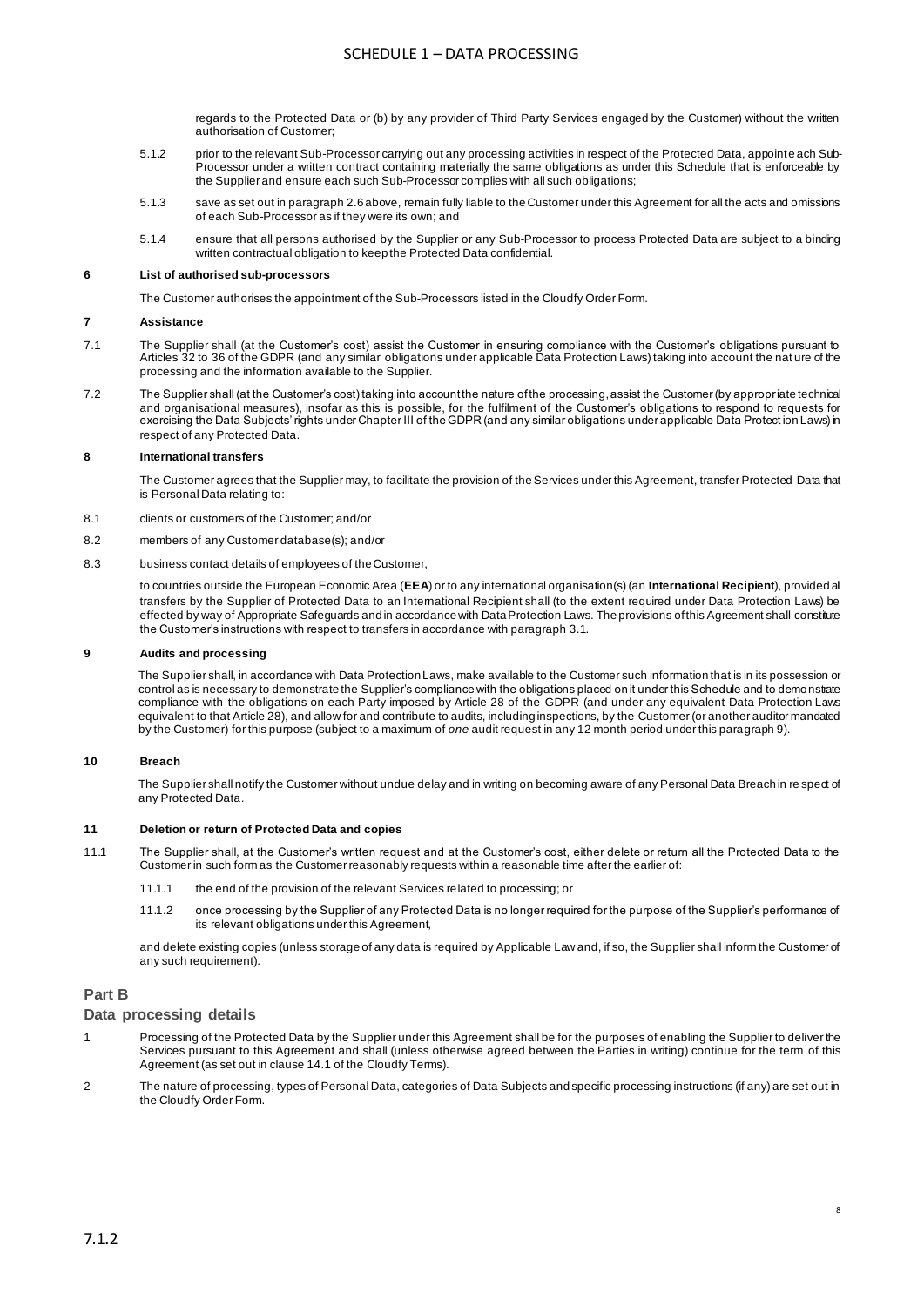regards to the Protected Data or (b) by any provider of Third Party Services engaged by the Customer) without the written authorisation of Customer;

5.1.2 prior to the relevant Sub-Processor carrying out any processing activities in respect of the Protected Data, appoint each Sub-Processor under a written contract containing materially the same obligations as under this Schedule that is enforceable by the Supplier and ensure each such Sub-Processor complies with all such obligations;

5.1.3 save as set out in paragraph 2.6 above, remain fully liable to the Customer under this Agreement for all the acts and omissions of each Sub-Processor as if they were its own; and

5.1.4 ensure that all persons authorised by the Supplier or any Sub-Processor to process Protected Data are subject to a binding written contractual obligation to keep the Protected Data confidential.

**6 List of authorised sub-processors**

The Customer authorises the appointment of the Sub-Processors listed in the Cloudfy Order Form.

**7 Assistance**

7.1 The Supplier shall (at the Customer's cost) assist the Customer in ensuring compliance with the Customer's obligations pursuant to Articles 32 to 36 of the GDPR (and any similar obligations under applicable Data Protection Laws) taking into account the nature of the processing and the information available to the Supplier.

7.2 The Supplier shall (at the Customer's cost) taking into account the nature of the processing, assist the Customer (by appropriate technical and organisational measures), insofar as this is possible, for the fulfilment of the Customer's obligations to respond to requests for exercising the Data Subjects' rights under Chapter III of the GDPR (and any similar obligations under applicable Data Protection Laws) in respect of any Protected Data.

**8 International transfers**

The Customer agrees that the Supplier may, to facilitate the provision of the Services under this Agreement, transfer Protected Data that is Personal Data relating to:

8.1 clients or customers of the Customer; and/or

8.2 members of any Customer database(s); and/or

8.3 business contact details of employees of the Customer,

to countries outside the European Economic Area (**EEA**) or to any international organisation(s) (an **International Recipient**), provided all transfers by the Supplier of Protected Data to an International Recipient shall (to the extent required under Data Protection Laws) be effected by way of Appropriate Safeguards and in accordance with Data Protection Laws. The provisions of this Agreement shall constitute the Customer's instructions with respect to transfers in accordance with paragraph 3.1.

**9 Audits and processing**

The Supplier shall, in accordance with Data Protection Laws, make available to the Customer such information that is in its possession or control as is necessary to demonstrate the Supplier's compliance with the obligations placed on it under this Schedule and to demonstrate compliance with the obligations on each Party imposed by Article 28 of the GDPR (and under any equivalent Data Protection Laws equivalent to that Article 28), and allow for and contribute to audits, including inspections, by the Customer (or another auditor mandated by the Customer) for this purpose (subject to a maximum of *one* audit request in any 12 month period under this paragraph 9).

**10 Breach**

The Supplier shall notify the Customer without undue delay and in writing on becoming aware of any Personal Data Breach in respect of any Protected Data.

**11 Deletion or return of Protected Data and copies**

11.1 The Supplier shall, at the Customer's written request and at the Customer's cost, either delete or return all the Protected Data to the Customer in such form as the Customer reasonably requests within a reasonable time after the earlier of:

11.1.1 the end of the provision of the relevant Services related to processing; or

11.1.2 once processing by the Supplier of any Protected Data is no longer required for the purpose of the Supplier's performance of its relevant obligations under this Agreement,

and delete existing copies (unless storage of any data is required by Applicable Law and, if so, the Supplier shall inform the Customer of any such requirement).

## Part B

### Data processing details

1 Processing of the Protected Data by the Supplier under this Agreement shall be for the purposes of enabling the Supplier to deliver the Services pursuant to this Agreement and shall (unless otherwise agreed between the Parties in writing) continue for the term of this Agreement (as set out in clause 14.1 of the Cloudfy Terms).

2 The nature of processing, types of Personal Data, categories of Data Subjects and specific processing instructions (if any) are set out in the Cloudfy Order Form.

7.1.2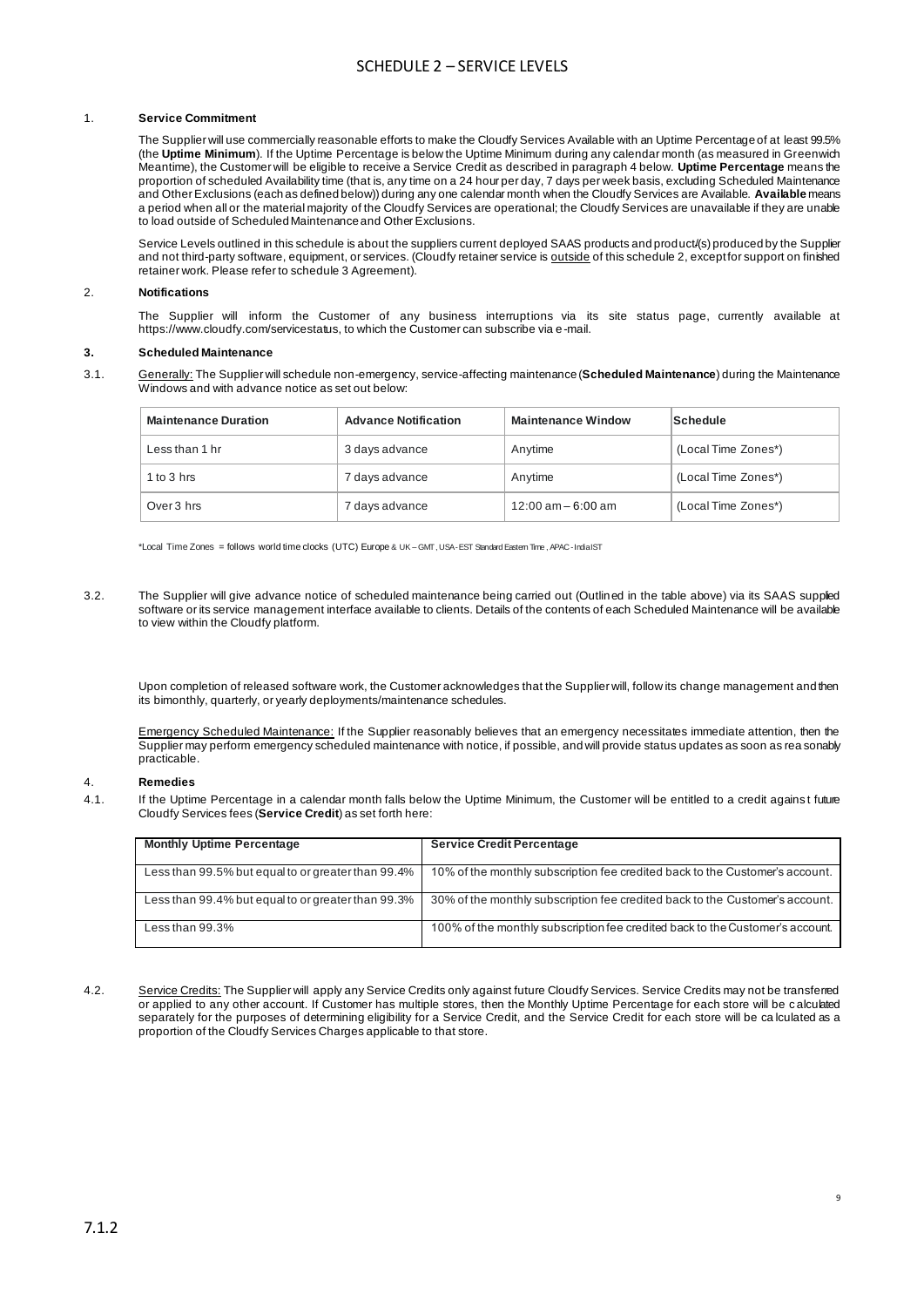# SCHEDULE 2 – SERVICE LEVELS

1. **Service Commitment**

The Supplier will use commercially reasonable efforts to make the Cloudfy Services Available with an Uptime Percentage of at least 99.5% (the **Uptime Minimum**). If the Uptime Percentage is below the Uptime Minimum during any calendar month (as measured in Greenwich Meantime), the Customer will be eligible to receive a Service Credit as described in paragraph 4 below. **Uptime Percentage** means the proportion of scheduled Availability time (that is, any time on a 24 hour per day, 7 days per week basis, excluding Scheduled Maintenance and Other Exclusions (each as defined below)) during any one calendar month when the Cloudfy Services are Available. **Available** means a period when all or the material majority of the Cloudfy Services are operational; the Cloudfy Services are unavailable if they are unable to load outside of Scheduled Maintenance and Other Exclusions.

Service Levels outlined in this schedule is about the suppliers current deployed SAAS products and product/(s) produced by the Supplier and not third-party software, equipment, or services. (Cloudfy retainer service is outside of this schedule 2, except for support on finished retainer work. Please refer to schedule 3 Agreement).

2. **Notifications**

The Supplier will inform the Customer of any business interruptions via its site status page, currently available at https://www.cloudfy.com/servicestatus, to which the Customer can subscribe via e-mail.

3. **Scheduled Maintenance**

3.1. Generally: The Supplier will schedule non-emergency, service-affecting maintenance (**Scheduled Maintenance**) during the Maintenance Windows and with advance notice as set out below:

| Maintenance Duration | Advance Notification | Maintenance Window | Schedule |
|---|---|---|---|
| Less than 1 hr | 3 days advance | Anytime | (Local Time Zones*) |
| 1 to 3 hrs | 7 days advance | Anytime | (Local Time Zones*) |
| Over 3 hrs | 7 days advance | 12:00 am – 6:00 am | (Local Time Zones*) |

*Local Time Zones = follows world time clocks (UTC) Europe & UK – GMT, USA- EST Standard Eastern Time, APAC - India IST

3.2. The Supplier will give advance notice of scheduled maintenance being carried out (Outlined in the table above) via its SAAS supplied software or its service management interface available to clients. Details of the contents of each Scheduled Maintenance will be available to view within the Cloudfy platform.

Upon completion of released software work, the Customer acknowledges that the Supplier will, follow its change management and then its bimonthly, quarterly, or yearly deployments/maintenance schedules.

Emergency Scheduled Maintenance: If the Supplier reasonably believes that an emergency necessitates immediate attention, then the Supplier may perform emergency scheduled maintenance with notice, if possible, and will provide status updates as soon as reasonably practicable.

4. **Remedies**

4.1. If the Uptime Percentage in a calendar month falls below the Uptime Minimum, the Customer will be entitled to a credit against future Cloudfy Services fees (**Service Credit**) as set forth here:

| **Monthly Uptime Percentage** | **Service Credit Percentage** |
|---|---|
| Less than 99.5% but equal to or greater than 99.4% | 10% of the monthly subscription fee credited back to the Customer's account. |
| Less than 99.4% but equal to or greater than 99.3% | 30% of the monthly subscription fee credited back to the Customer's account. |
| Less than 99.3% | 100% of the monthly subscription fee credited back to the Customer's account. |

4.2. Service Credits: The Supplier will apply any Service Credits only against future Cloudfy Services. Service Credits may not be transferred or applied to any other account. If Customer has multiple stores, then the Monthly Uptime Percentage for each store will be calculated separately for the purposes of determining eligibility for a Service Credit, and the Service Credit for each store will be calculated as a proportion of the Cloudfy Services Charges applicable to that store.

7.1.2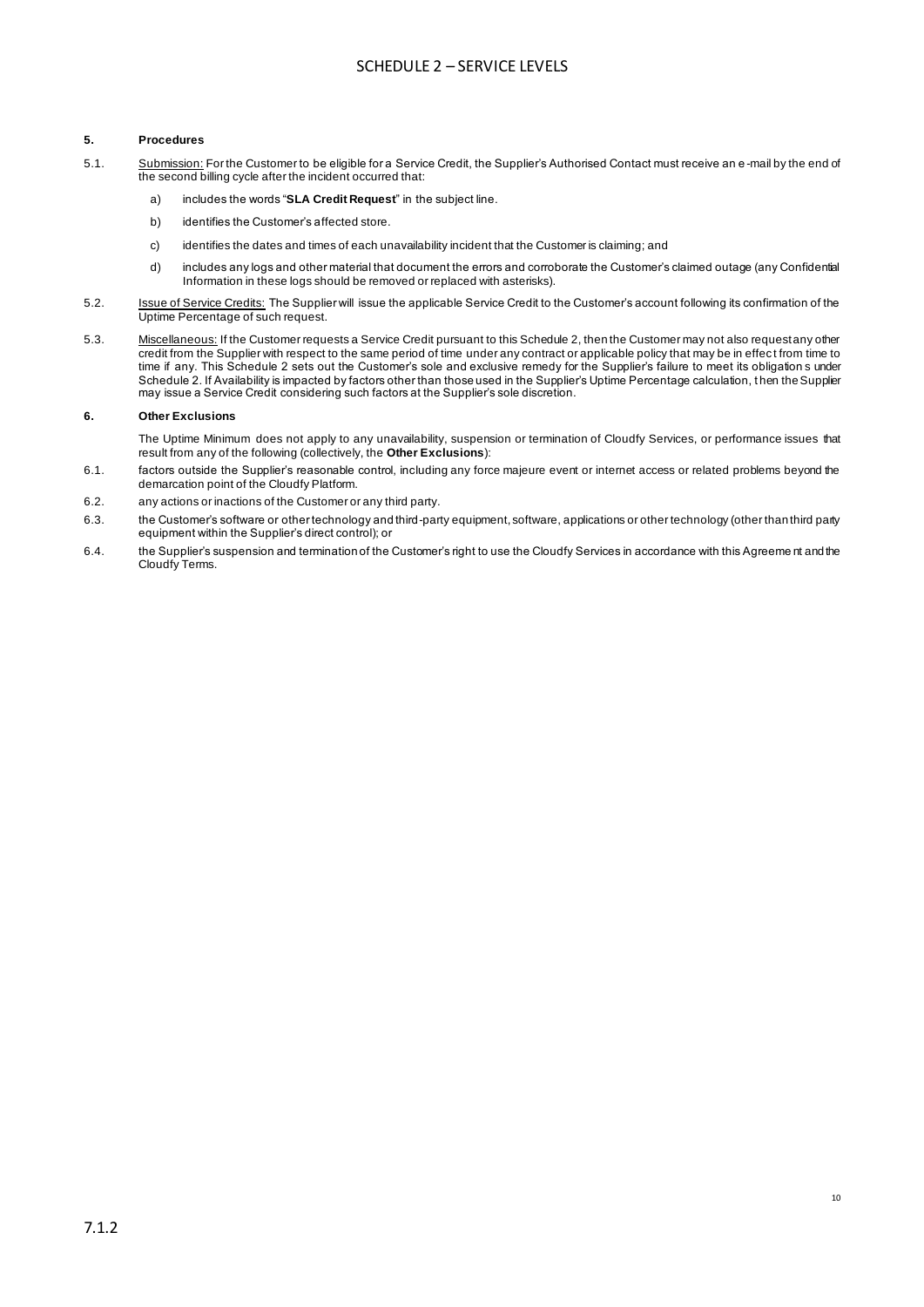# SCHEDULE 2 – SERVICE LEVELS

**5. Procedures**

5.1. Submission: For the Customer to be eligible for a Service Credit, the Supplier's Authorised Contact must receive an e-mail by the end of the second billing cycle after the incident occurred that:

a) includes the words "**SLA Credit Request**" in the subject line.

b) identifies the Customer's affected store.

c) identifies the dates and times of each unavailability incident that the Customer is claiming; and

d) includes any logs and other material that document the errors and corroborate the Customer's claimed outage (any Confidential Information in these logs should be removed or replaced with asterisks).

5.2. Issue of Service Credits: The Supplier will issue the applicable Service Credit to the Customer's account following its confirmation of the Uptime Percentage of such request.

5.3. Miscellaneous: If the Customer requests a Service Credit pursuant to this Schedule 2, then the Customer may not also request any other credit from the Supplier with respect to the same period of time under any contract or applicable policy that may be in effect from time to time if any. This Schedule 2 sets out the Customer's sole and exclusive remedy for the Supplier's failure to meet its obligations under Schedule 2. If Availability is impacted by factors other than those used in the Supplier's Uptime Percentage calculation, then the Supplier may issue a Service Credit considering such factors at the Supplier's sole discretion.

**6. Other Exclusions**

The Uptime Minimum does not apply to any unavailability, suspension or termination of Cloudfy Services, or performance issues that result from any of the following (collectively, the **Other Exclusions**):

6.1. factors outside the Supplier's reasonable control, including any force majeure event or internet access or related problems beyond the demarcation point of the Cloudfy Platform.

6.2. any actions or inactions of the Customer or any third party.

6.3. the Customer's software or other technology and third-party equipment, software, applications or other technology (other than third party equipment within the Supplier's direct control); or

6.4. the Supplier's suspension and termination of the Customer's right to use the Cloudfy Services in accordance with this Agreement and the Cloudfy Terms.

7.1.2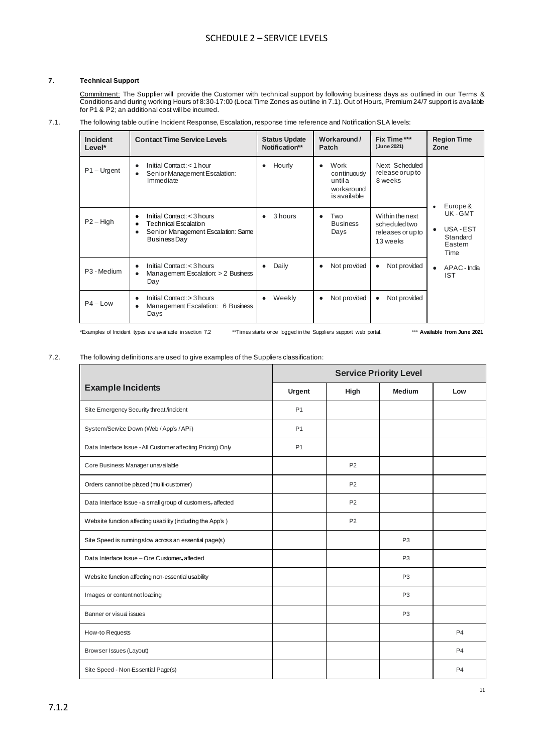# SCHEDULE 2 – SERVICE LEVELS

**7. Technical Support**

Commitment: The Supplier will provide the Customer with technical support by following business days as outlined in our Terms & Conditions and during working Hours of 8:30-17:00 (Local Time Zones as outline in 7.1). Out of Hours, Premium 24/7 support is available for P1 & P2; an additional cost will be incurred.

7.1. The following table outline Incident Response, Escalation, response time reference and Notification SLA levels:

| Incident Level* | Contact Time Service Levels | Status Update Notification** | Workaround / Patch | Fix Time*** (June 2021) | Region Time Zone |
|---|---|---|---|---|---|
| P1 – Urgent | • Initial Contact: < 1 hour<br>• Senior Management Escalation: Immediate | • Hourly | • Work continuously until a workaround is available | Next Scheduled release or up to 8 weeks | • Europe & UK - GMT<br>• USA - EST Standard Eastern Time<br>• APAC - India IST |
| P2 – High | • Initial Contact: < 3 hours<br>• Technical Escalation<br>• Senior Management Escalation: Same Business Day | • 3 hours | • Two Business Days | Within the next scheduled two releases or up to 13 weeks | |
| P3 - Medium | • Initial Contact: < 3 hours<br>• Management Escalation: > 2 Business Day | • Daily | • Not provided | • Not provided | |
| P4 – Low | • Initial Contact: > 3 hours<br>• Management Escalation: 6 Business Days | • Weekly | • Not provided | • Not provided | |

*Examples of Incident types are available in section 7.2 **Times starts once logged in the Suppliers support web portal. *** **Available from June 2021**

7.2. The following definitions are used to give examples of the Suppliers classification:

| Example Incidents | Service Priority Level | | | |
|---|---|---|---|---|
| | **Urgent** | **High** | **Medium** | **Low** |
| Site Emergency Security threat /incident | P1 | | | |
| System/Service Down (Web / App's / APi) | P1 | | | |
| Data Interface Issue - All Customer affecting Pricing) Only | P1 | | | |
| Core Business Manager unavailable | | P2 | | |
| Orders cannot be placed (multi-customer) | | P2 | | |
| Data Interface Issue - a small group of customers, affected | | P2 | | |
| Website function affecting usability (including the App's ) | | P2 | | |
| Site Speed is running slow across an essential page(s) | | | P3 | |
| Data Interface Issue – One Customer, affected | | | P3 | |
| Website function affecting non-essential usability | | | P3 | |
| Images or content not loading | | | P3 | |
| Banner or visual issues | | | P3 | |
| How-to Requests | | | | P4 |
| Browser Issues (Layout) | | | | P4 |
| Site Speed - Non-Essential Page(s) | | | | P4 |

7.1.2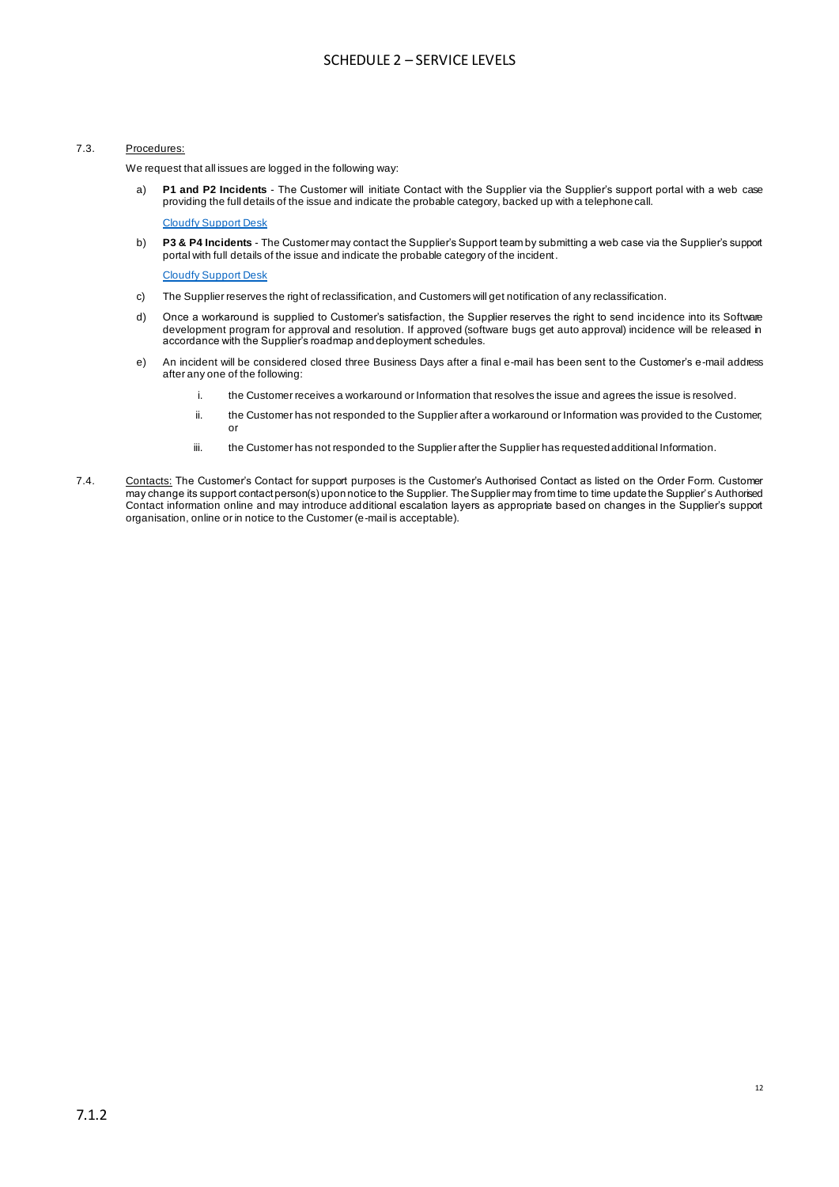7.3. Procedures:

We request that all issues are logged in the following way:

a) **P1 and P2 Incidents** - The Customer will initiate Contact with the Supplier via the Supplier's support portal with a web case providing the full details of the issue and indicate the probable category, backed up with a telephone call.

   Cloudfy Support Desk

b) **P3 & P4 Incidents** - The Customer may contact the Supplier's Support team by submitting a web case via the Supplier's support portal with full details of the issue and indicate the probable category of the incident.

   Cloudfy Support Desk

c) The Supplier reserves the right of reclassification, and Customers will get notification of any reclassification.

d) Once a workaround is supplied to Customer's satisfaction, the Supplier reserves the right to send incidence into its Software development program for approval and resolution. If approved (software bugs get auto approval) incidence will be released in accordance with the Supplier's roadmap and deployment schedules.

e) An incident will be considered closed three Business Days after a final e-mail has been sent to the Customer's e-mail address after any one of the following:

   i. the Customer receives a workaround or Information that resolves the issue and agrees the issue is resolved.

   ii. the Customer has not responded to the Supplier after a workaround or Information was provided to the Customer, or

   iii. the Customer has not responded to the Supplier after the Supplier has requested additional Information.

7.4. Contacts: The Customer's Contact for support purposes is the Customer's Authorised Contact as listed on the Order Form. Customer may change its support contact person(s) upon notice to the Supplier. The Supplier may from time to time update the Supplier's Authorised Contact information online and may introduce additional escalation layers as appropriate based on changes in the Supplier's support organisation, online or in notice to the Customer (e-mail is acceptable).

7.1.2